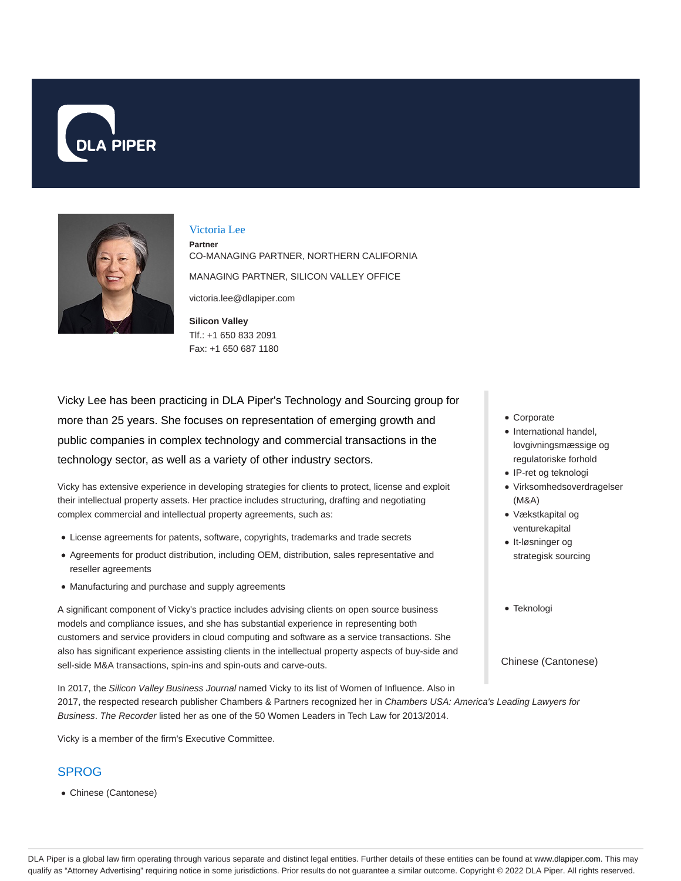# Victoria Lee

**Partner**

CO-MANAGING PARTNER, NORTHERN CALIFORNIA

MANAGING PARTNER, SILICON VALLEY OFFICE

victoria.lee@dlapiper.com

**Silicon Valley**
Tlf.: +1 650 833 2091
Fax: +1 650 687 1180

Vicky Lee has been practicing in DLA Piper's Technology and Sourcing group for more than 25 years. She focuses on representation of emerging growth and public companies in complex technology and commercial transactions in the technology sector, as well as a variety of other industry sectors.

Vicky has extensive experience in developing strategies for clients to protect, license and exploit their intellectual property assets. Her practice includes structuring, drafting and negotiating complex commercial and intellectual property agreements, such as:

- License agreements for patents, software, copyrights, trademarks and trade secrets
- Agreements for product distribution, including OEM, distribution, sales representative and reseller agreements
- Manufacturing and purchase and supply agreements

A significant component of Vicky's practice includes advising clients on open source business models and compliance issues, and she has substantial experience in representing both customers and service providers in cloud computing and software as a service transactions. She also has significant experience assisting clients in the intellectual property aspects of buy-side and sell-side M&A transactions, spin-ins and spin-outs and carve-outs.

In 2017, the *Silicon Valley Business Journal* named Vicky to its list of Women of Influence. Also in 2017, the respected research publisher Chambers & Partners recognized her in *Chambers USA: America's Leading Lawyers for Business*. *The Recorder* listed her as one of the 50 Women Leaders in Tech Law for 2013/2014.

Vicky is a member of the firm's Executive Committee.

- Corporate
- International handel, lovgivningsmæssige og regulatoriske forhold
- IP-ret og teknologi
- Virksomhedsoverdragelser (M&A)
- Vækstkapital og venturekapital
- It-løsninger og strategisk sourcing

- Teknologi

Chinese (Cantonese)

## SPROG

- Chinese (Cantonese)

DLA Piper is a global law firm operating through various separate and distinct legal entities. Further details of these entities can be found at www.dlapiper.com. This may qualify as "Attorney Advertising" requiring notice in some jurisdictions. Prior results do not guarantee a similar outcome. Copyright © 2022 DLA Piper. All rights reserved.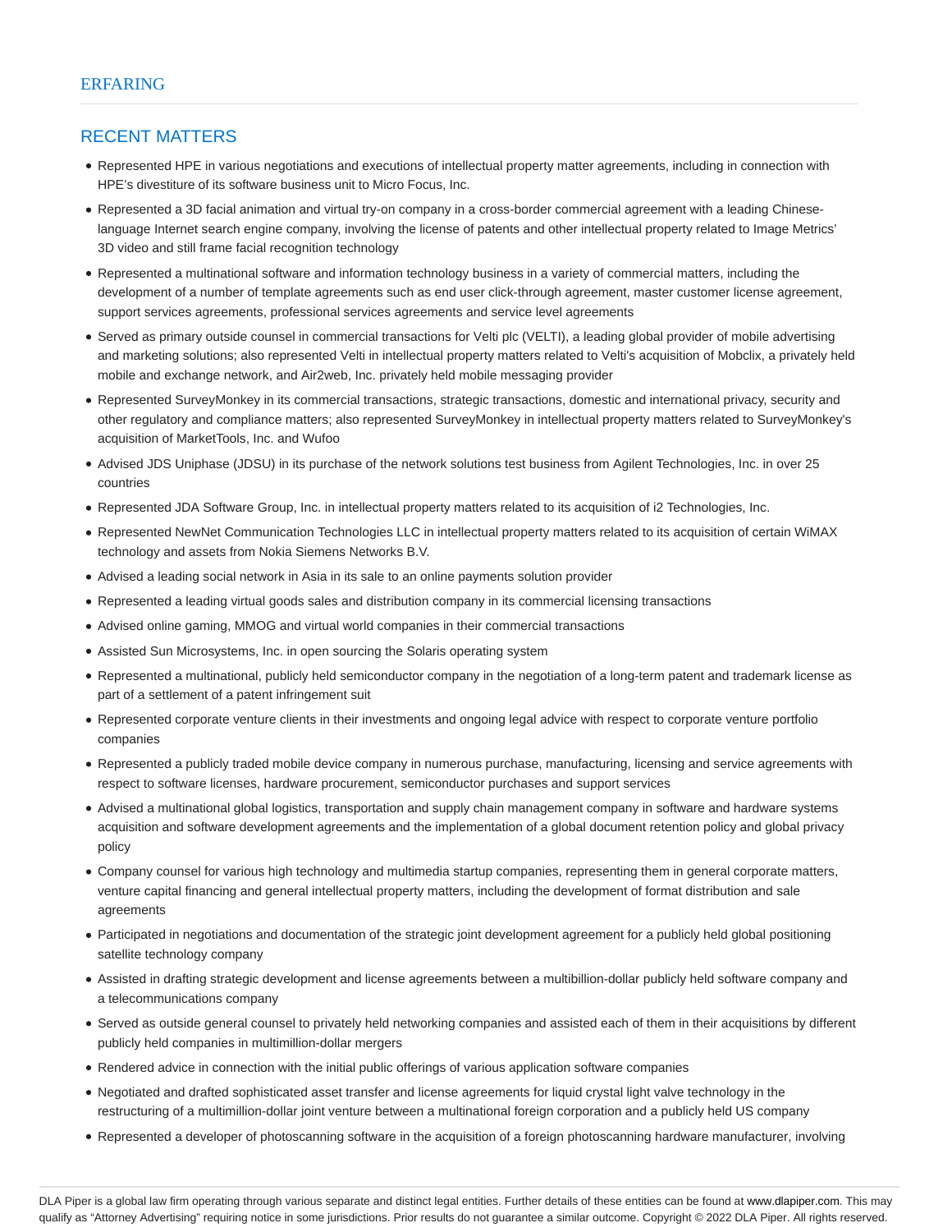## ERFARING

## RECENT MATTERS

- Represented HPE in various negotiations and executions of intellectual property matter agreements, including in connection with HPE's divestiture of its software business unit to Micro Focus, Inc.
- Represented a 3D facial animation and virtual try-on company in a cross-border commercial agreement with a leading Chinese-language Internet search engine company, involving the license of patents and other intellectual property related to Image Metrics' 3D video and still frame facial recognition technology
- Represented a multinational software and information technology business in a variety of commercial matters, including the development of a number of template agreements such as end user click-through agreement, master customer license agreement, support services agreements, professional services agreements and service level agreements
- Served as primary outside counsel in commercial transactions for Velti plc (VELTI), a leading global provider of mobile advertising and marketing solutions; also represented Velti in intellectual property matters related to Velti's acquisition of Mobclix, a privately held mobile and exchange network, and Air2web, Inc. privately held mobile messaging provider
- Represented SurveyMonkey in its commercial transactions, strategic transactions, domestic and international privacy, security and other regulatory and compliance matters; also represented SurveyMonkey in intellectual property matters related to SurveyMonkey's acquisition of MarketTools, Inc. and Wufoo
- Advised JDS Uniphase (JDSU) in its purchase of the network solutions test business from Agilent Technologies, Inc. in over 25 countries
- Represented JDA Software Group, Inc. in intellectual property matters related to its acquisition of i2 Technologies, Inc.
- Represented NewNet Communication Technologies LLC in intellectual property matters related to its acquisition of certain WiMAX technology and assets from Nokia Siemens Networks B.V.
- Advised a leading social network in Asia in its sale to an online payments solution provider
- Represented a leading virtual goods sales and distribution company in its commercial licensing transactions
- Advised online gaming, MMOG and virtual world companies in their commercial transactions
- Assisted Sun Microsystems, Inc. in open sourcing the Solaris operating system
- Represented a multinational, publicly held semiconductor company in the negotiation of a long-term patent and trademark license as part of a settlement of a patent infringement suit
- Represented corporate venture clients in their investments and ongoing legal advice with respect to corporate venture portfolio companies
- Represented a publicly traded mobile device company in numerous purchase, manufacturing, licensing and service agreements with respect to software licenses, hardware procurement, semiconductor purchases and support services
- Advised a multinational global logistics, transportation and supply chain management company in software and hardware systems acquisition and software development agreements and the implementation of a global document retention policy and global privacy policy
- Company counsel for various high technology and multimedia startup companies, representing them in general corporate matters, venture capital financing and general intellectual property matters, including the development of format distribution and sale agreements
- Participated in negotiations and documentation of the strategic joint development agreement for a publicly held global positioning satellite technology company
- Assisted in drafting strategic development and license agreements between a multibillion-dollar publicly held software company and a telecommunications company
- Served as outside general counsel to privately held networking companies and assisted each of them in their acquisitions by different publicly held companies in multimillion-dollar mergers
- Rendered advice in connection with the initial public offerings of various application software companies
- Negotiated and drafted sophisticated asset transfer and license agreements for liquid crystal light valve technology in the restructuring of a multimillion-dollar joint venture between a multinational foreign corporation and a publicly held US company
- Represented a developer of photoscanning software in the acquisition of a foreign photoscanning hardware manufacturer, involving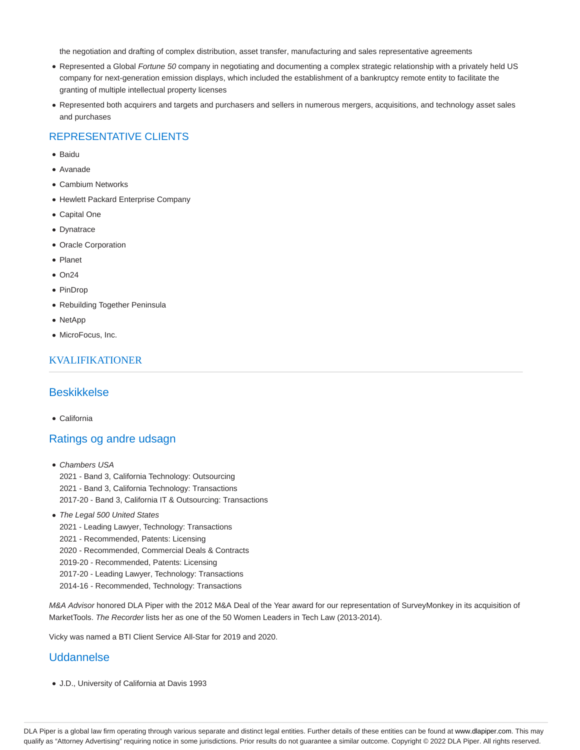the negotiation and drafting of complex distribution, asset transfer, manufacturing and sales representative agreements

- Represented a Global *Fortune 50* company in negotiating and documenting a complex strategic relationship with a privately held US company for next-generation emission displays, which included the establishment of a bankruptcy remote entity to facilitate the granting of multiple intellectual property licenses
- Represented both acquirers and targets and purchasers and sellers in numerous mergers, acquisitions, and technology asset sales and purchases

## REPRESENTATIVE CLIENTS

- Baidu
- Avanade
- Cambium Networks
- Hewlett Packard Enterprise Company
- Capital One
- Dynatrace
- Oracle Corporation
- Planet
- On24
- PinDrop
- Rebuilding Together Peninsula
- NetApp
- MicroFocus, Inc.

## KVALIFIKATIONER

### Beskikkelse

- California

### Ratings og andre udsagn

- *Chambers USA*
  2021 - Band 3, California Technology: Outsourcing
  2021 - Band 3, California Technology: Transactions
  2017-20 - Band 3, California IT & Outsourcing: Transactions
- *The Legal 500 United States*
  2021 - Leading Lawyer, Technology: Transactions
  2021 - Recommended, Patents: Licensing
  2020 - Recommended, Commercial Deals & Contracts
  2019-20 - Recommended, Patents: Licensing
  2017-20 - Leading Lawyer, Technology: Transactions
  2014-16 - Recommended, Technology: Transactions

*M&A Advisor* honored DLA Piper with the 2012 M&A Deal of the Year award for our representation of SurveyMonkey in its acquisition of MarketTools. *The Recorder* lists her as one of the 50 Women Leaders in Tech Law (2013-2014).

Vicky was named a BTI Client Service All-Star for 2019 and 2020.

### Uddannelse

- J.D., University of California at Davis 1993

DLA Piper is a global law firm operating through various separate and distinct legal entities. Further details of these entities can be found at www.dlapiper.com. This may qualify as "Attorney Advertising" requiring notice in some jurisdictions. Prior results do not guarantee a similar outcome. Copyright © 2022 DLA Piper. All rights reserved.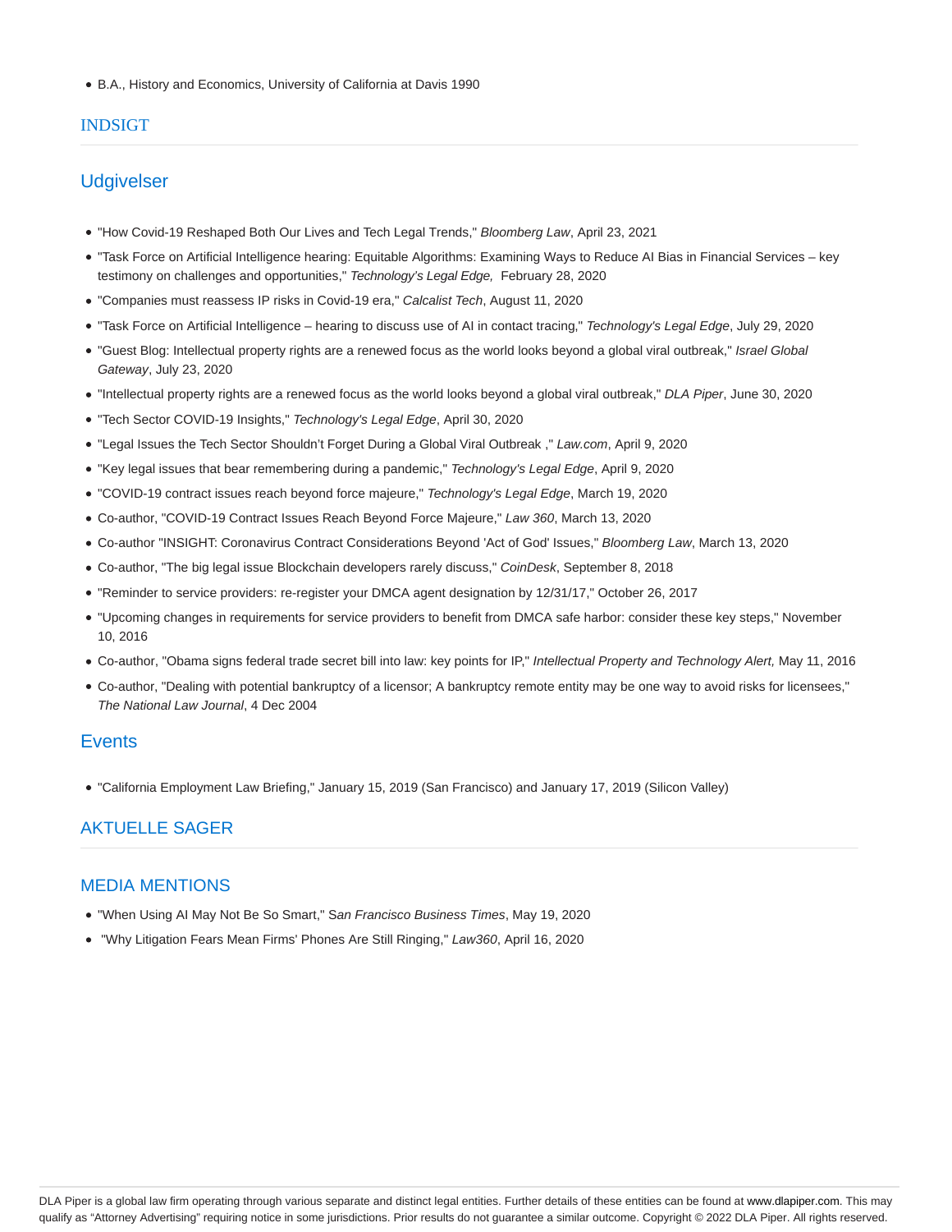- B.A., History and Economics, University of California at Davis 1990

## INDSIGT

### Udgivelser

- "How Covid-19 Reshaped Both Our Lives and Tech Legal Trends," *Bloomberg Law*, April 23, 2021
- "Task Force on Artificial Intelligence hearing: Equitable Algorithms: Examining Ways to Reduce AI Bias in Financial Services – key testimony on challenges and opportunities," *Technology's Legal Edge,* February 28, 2020
- "Companies must reassess IP risks in Covid-19 era," *Calcalist Tech*, August 11, 2020
- "Task Force on Artificial Intelligence – hearing to discuss use of AI in contact tracing," *Technology's Legal Edge*, July 29, 2020
- "Guest Blog: Intellectual property rights are a renewed focus as the world looks beyond a global viral outbreak," *Israel Global Gateway*, July 23, 2020
- "Intellectual property rights are a renewed focus as the world looks beyond a global viral outbreak," *DLA Piper*, June 30, 2020
- "Tech Sector COVID-19 Insights," *Technology's Legal Edge*, April 30, 2020
- "Legal Issues the Tech Sector Shouldn't Forget During a Global Viral Outbreak ," *Law.com*, April 9, 2020
- "Key legal issues that bear remembering during a pandemic," *Technology's Legal Edge*, April 9, 2020
- "COVID-19 contract issues reach beyond force majeure," *Technology's Legal Edge*, March 19, 2020
- Co-author, "COVID-19 Contract Issues Reach Beyond Force Majeure," *Law 360*, March 13, 2020
- Co-author "INSIGHT: Coronavirus Contract Considerations Beyond 'Act of God' Issues," *Bloomberg Law*, March 13, 2020
- Co-author, "The big legal issue Blockchain developers rarely discuss," *CoinDesk*, September 8, 2018
- "Reminder to service providers: re-register your DMCA agent designation by 12/31/17," October 26, 2017
- "Upcoming changes in requirements for service providers to benefit from DMCA safe harbor: consider these key steps," November 10, 2016
- Co-author, "Obama signs federal trade secret bill into law: key points for IP," *Intellectual Property and Technology Alert,* May 11, 2016
- Co-author, "Dealing with potential bankruptcy of a licensor; A bankruptcy remote entity may be one way to avoid risks for licensees," *The National Law Journal*, 4 Dec 2004

### Events

- "California Employment Law Briefing," January 15, 2019 (San Francisco) and January 17, 2019 (Silicon Valley)

## AKTUELLE SAGER

### MEDIA MENTIONS

- "When Using AI May Not Be So Smart," *San Francisco Business Times*, May 19, 2020
- "Why Litigation Fears Mean Firms' Phones Are Still Ringing," *Law360*, April 16, 2020

DLA Piper is a global law firm operating through various separate and distinct legal entities. Further details of these entities can be found at www.dlapiper.com. This may qualify as "Attorney Advertising" requiring notice in some jurisdictions. Prior results do not guarantee a similar outcome. Copyright © 2022 DLA Piper. All rights reserved.